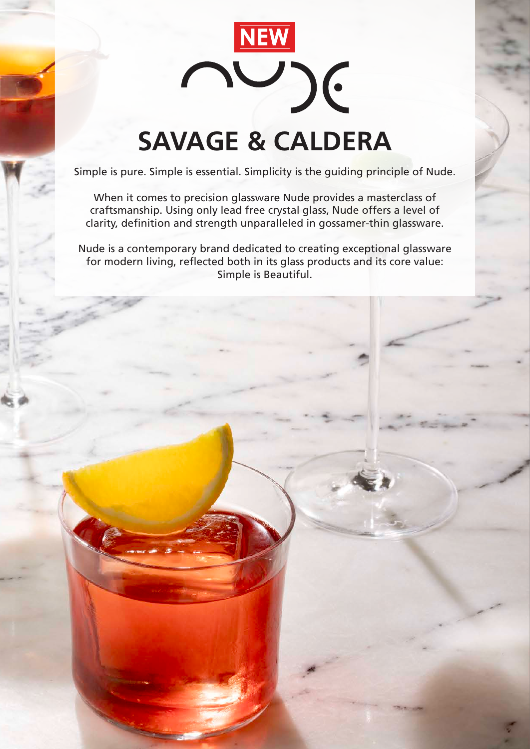**NEW**

nude

# SAVAGE & CALDERA

Simple is pure. Simple is essential. Simplicity is the guiding principle of Nude.

When it comes to precision glassware Nude provides a masterclass of craftsmanship. Using only lead free crystal glass, Nude offers a level of clarity, definition and strength unparalleled in gossamer-thin glassware.

Nude is a contemporary brand dedicated to creating exceptional glassware for modern living, reflected both in its glass products and its core value: Simple is Beautiful.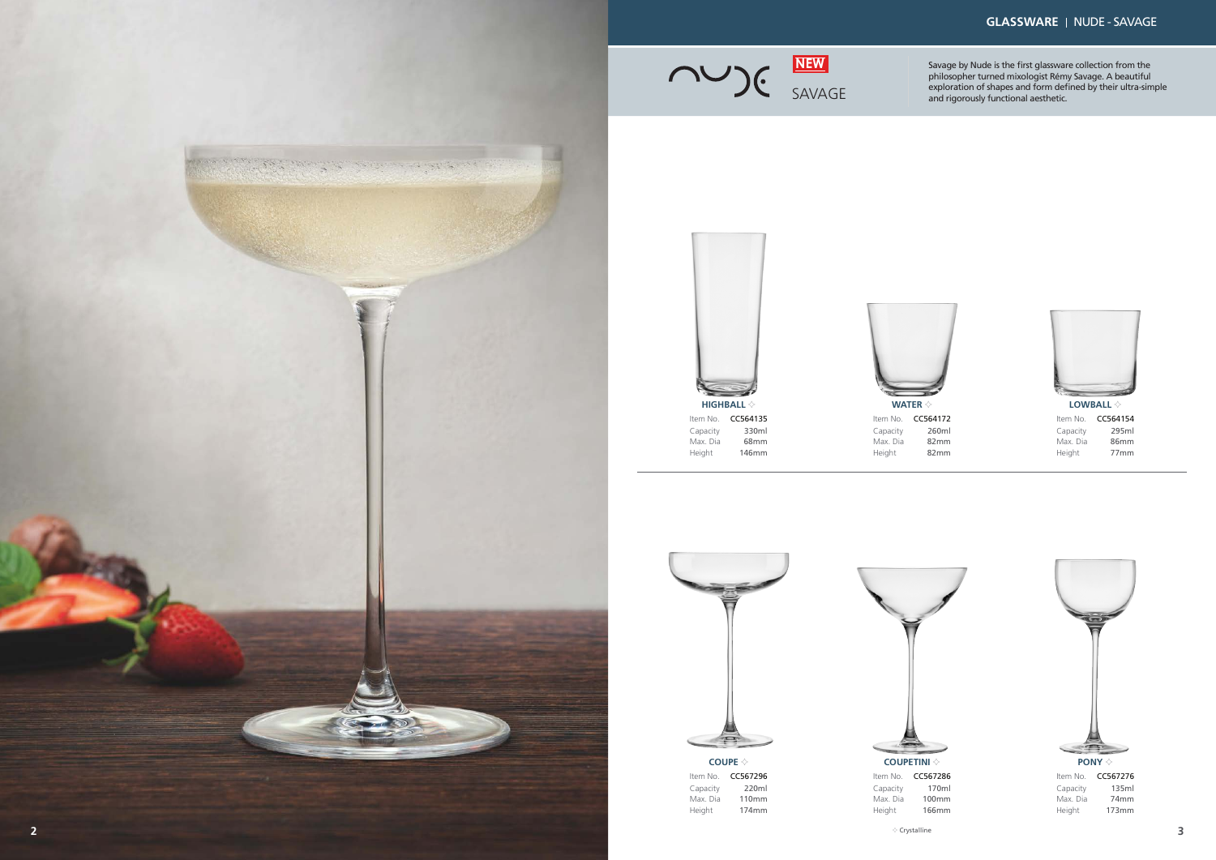## GLASSWARE | NUDE - SAVAGE

**NEW**

SAVAGE

Savage by Nude is the first glassware collection from the philosopher turned mixologist Rémy Savage. A beautiful exploration of shapes and form defined by their ultra-simple and rigorously functional aesthetic.

**HIGHBALL** ✧

| | |
|---|---|
| Item No. | CC564135 |
| Capacity | 330ml |
| Max. Dia | 68mm |
| Height | 146mm |

**WATER** ✧

| | |
|---|---|
| Item No. | CC564172 |
| Capacity | 260ml |
| Max. Dia | 82mm |
| Height | 82mm |

**LOWBALL** ✧

| | |
|---|---|
| Item No. | CC564154 |
| Capacity | 295ml |
| Max. Dia | 86mm |
| Height | 77mm |

**COUPE** ✧

| | |
|---|---|
| Item No. | CC567296 |
| Capacity | 220ml |
| Max. Dia | 110mm |
| Height | 174mm |

**COUPETINI** ✧

| | |
|---|---|
| Item No. | CC567286 |
| Capacity | 170ml |
| Max. Dia | 100mm |
| Height | 166mm |

**PONY** ✧

| | |
|---|---|
| Item No. | CC567276 |
| Capacity | 135ml |
| Max. Dia | 74mm |
| Height | 173mm |

✧ Crystalline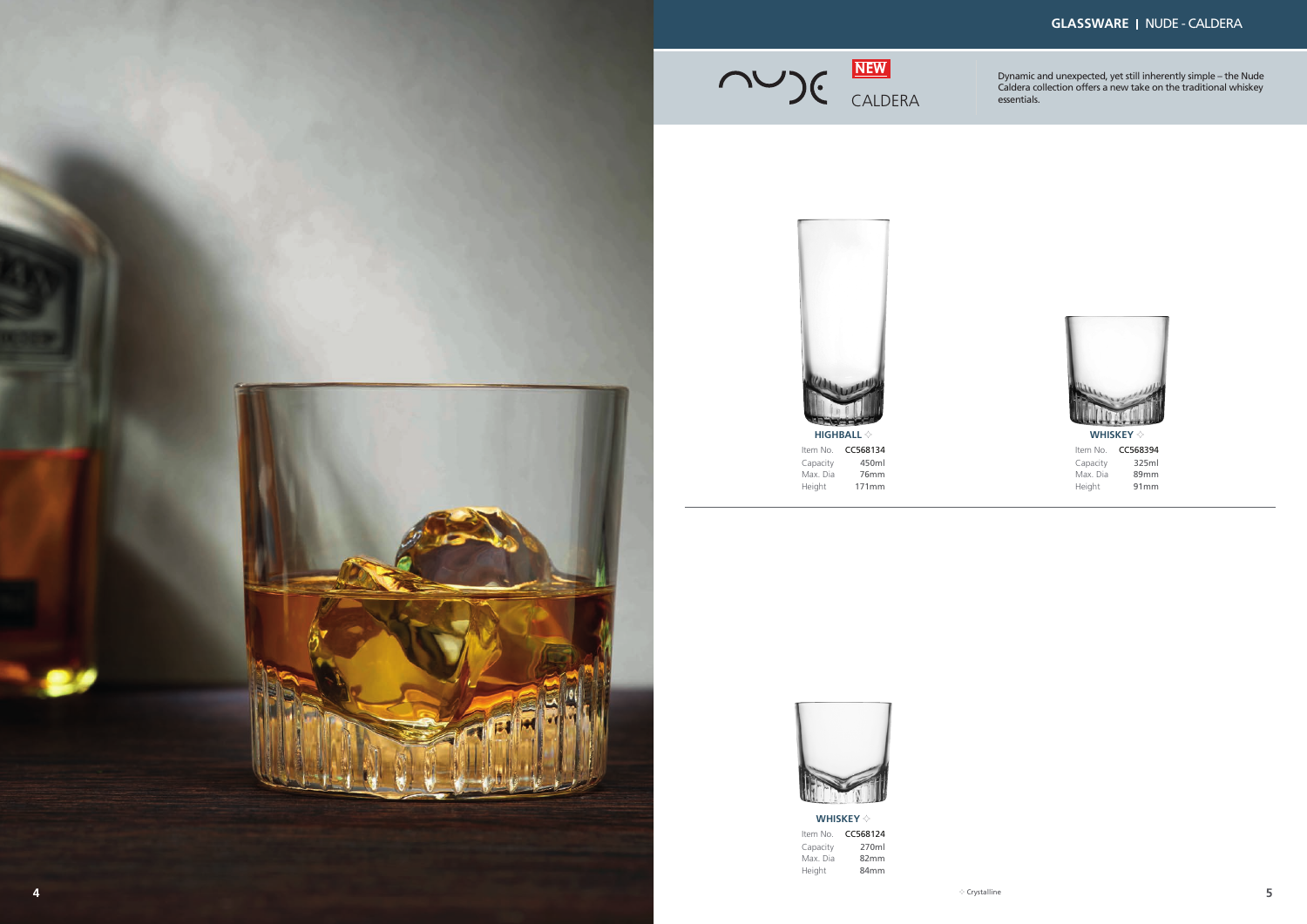# NUDE - CALDERA

**NEW**

CALDERA

Dynamic and unexpected, yet still inherently simple – the Nude Caldera collection offers a new take on the traditional whiskey essentials.

### HIGHBALL ✧

| | |
|---|---|
| Item No. | CC568134 |
| Capacity | 450ml |
| Max. Dia | 76mm |
| Height | 171mm |

### WHISKEY ✧

| | |
|---|---|
| Item No. | CC568394 |
| Capacity | 325ml |
| Max. Dia | 89mm |
| Height | 91mm |

### WHISKEY ✧

| | |
|---|---|
| Item No. | CC568124 |
| Capacity | 270ml |
| Max. Dia | 82mm |
| Height | 84mm |

✧ Crystalline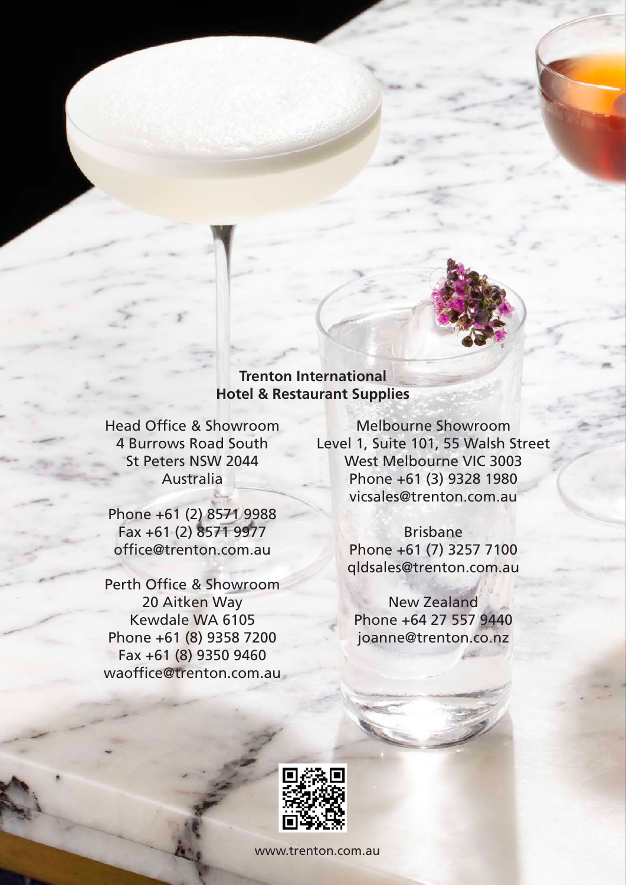**Trenton International**
**Hotel & Restaurant Supplies**

Head Office & Showroom
4 Burrows Road South
St Peters NSW 2044
Australia

Phone +61 (2) 8571 9988
Fax +61 (2) 8571 9977
office@trenton.com.au

Perth Office & Showroom
20 Aitken Way
Kewdale WA 6105
Phone +61 (8) 9358 7200
Fax +61 (8) 9350 9460
waoffice@trenton.com.au

Melbourne Showroom
Level 1, Suite 101, 55 Walsh Street
West Melbourne VIC 3003
Phone +61 (3) 9328 1980
vicsales@trenton.com.au

Brisbane
Phone +61 (7) 3257 7100
qldsales@trenton.com.au

New Zealand
Phone +64 27 557 9440
joanne@trenton.co.nz

www.trenton.com.au